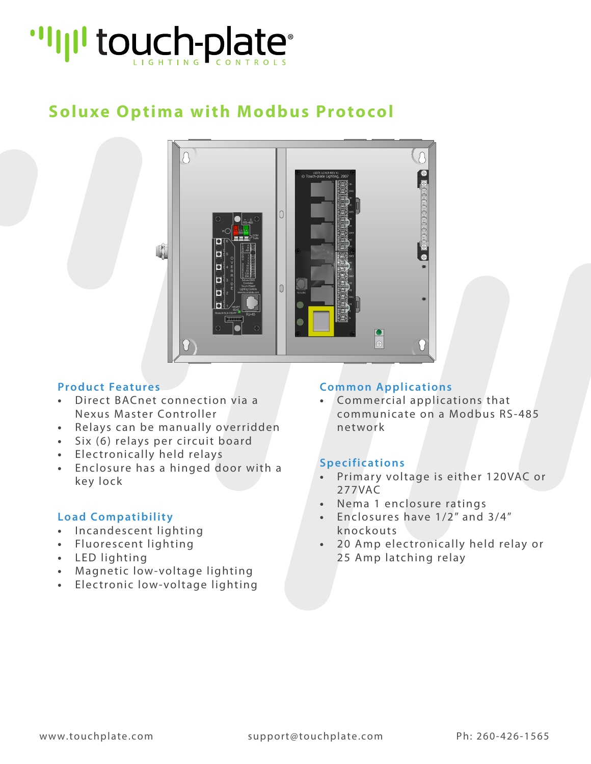# touch-plate LIGHTING CONTROLS

## Soluxe Optima with Modbus Protocol

### Product Features

- Direct BACnet connection via a Nexus Master Controller
- Relays can be manually overridden
- Six (6) relays per circuit board
- Electronically held relays
- Enclosure has a hinged door with a key lock

### Load Compatibility

- Incandescent lighting
- Fluorescent lighting
- LED lighting
- Magnetic low-voltage lighting
- Electronic low-voltage lighting

### Common Applications

- Commercial applications that communicate on a Modbus RS-485 network

### Specifications

- Primary voltage is either 120VAC or 277VAC
- Nema 1 enclosure ratings
- Enclosures have 1/2" and 3/4" knockouts
- 20 Amp electronically held relay or 25 Amp latching relay

www.touchplate.com support@touchplate.com Ph: 260-426-1565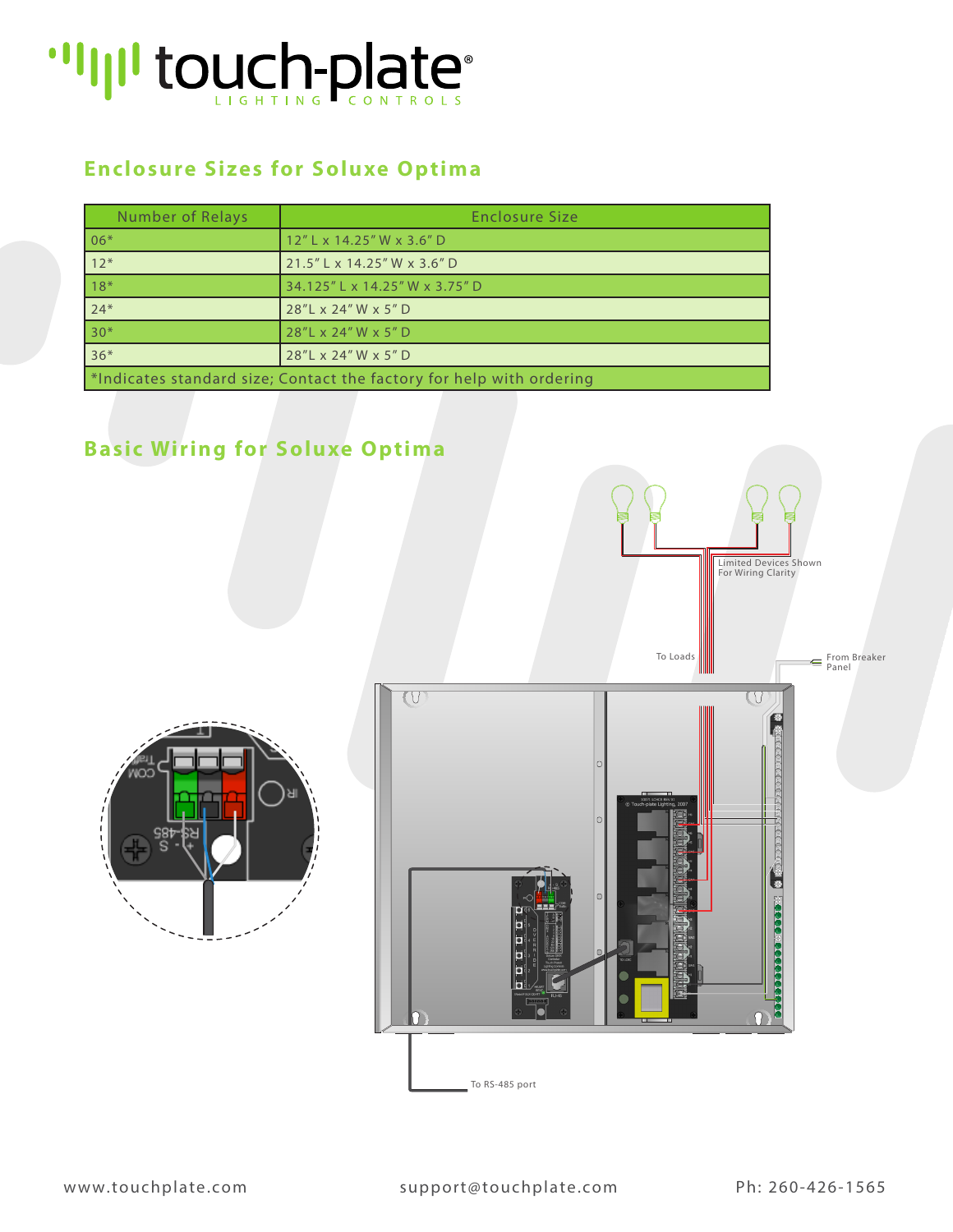## Enclosure Sizes for Soluxe Optima

| Number of Relays | Enclosure Size |
|---|---|
| 06* | 12" L x 14.25" W x 3.6" D |
| 12* | 21.5" L x 14.25" W x 3.6" D |
| 18* | 34.125" L x 14.25" W x 3.75" D |
| 24* | 28"L x 24" W x 5" D |
| 30* | 28"L x 24" W x 5" D |
| 36* | 28"L x 24" W x 5" D |

*Indicates standard size; Contact the factory for help with ordering

## Basic Wiring for Soluxe Optima

Limited Devices Shown For Wiring Clarity

To Loads

From Breaker Panel

To RS-485 port

www.touchplate.com support@touchplate.com Ph: 260-426-1565